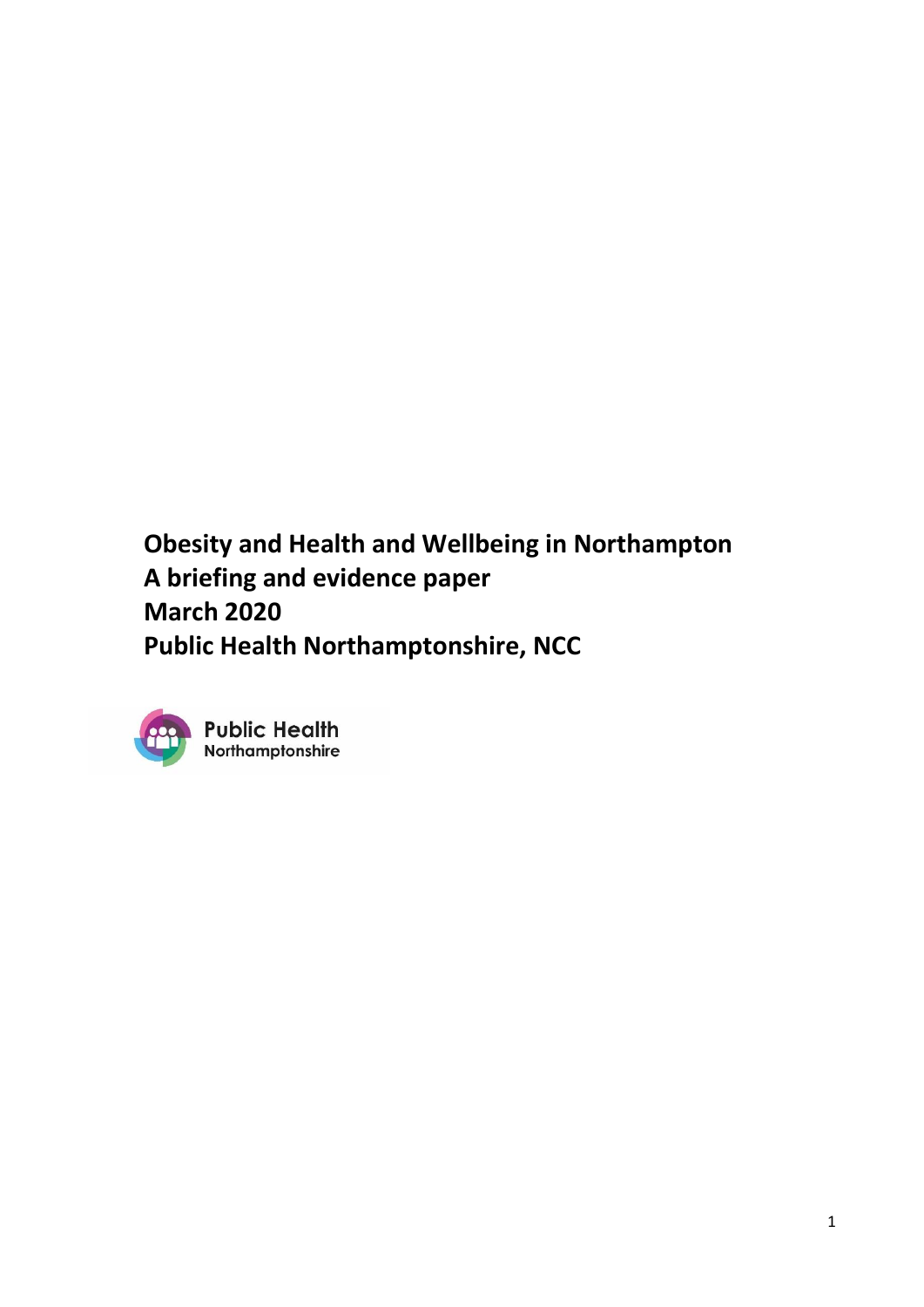# Obesity and Health and Wellbeing in Northampton
# A briefing and evidence paper
# March 2020
# Public Health Northamptonshire, NCC

Public Health
Northamptonshire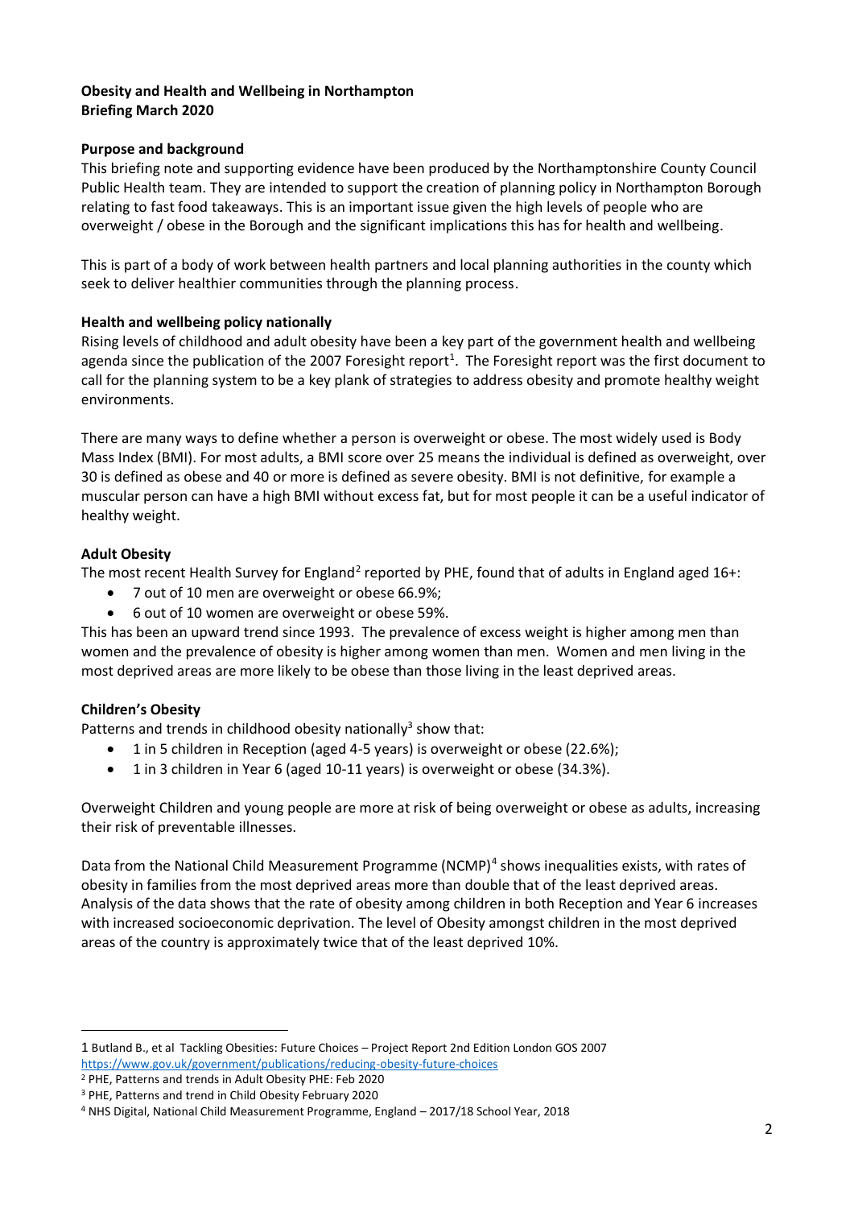**Obesity and Health and Wellbeing in Northampton**
**Briefing March 2020**

**Purpose and background**

This briefing note and supporting evidence have been produced by the Northamptonshire County Council Public Health team. They are intended to support the creation of planning policy in Northampton Borough relating to fast food takeaways. This is an important issue given the high levels of people who are overweight / obese in the Borough and the significant implications this has for health and wellbeing.

This is part of a body of work between health partners and local planning authorities in the county which seek to deliver healthier communities through the planning process.

**Health and wellbeing policy nationally**

Rising levels of childhood and adult obesity have been a key part of the government health and wellbeing agenda since the publication of the 2007 Foresight report[1]. The Foresight report was the first document to call for the planning system to be a key plank of strategies to address obesity and promote healthy weight environments.

There are many ways to define whether a person is overweight or obese. The most widely used is Body Mass Index (BMI). For most adults, a BMI score over 25 means the individual is defined as overweight, over 30 is defined as obese and 40 or more is defined as severe obesity. BMI is not definitive, for example a muscular person can have a high BMI without excess fat, but for most people it can be a useful indicator of healthy weight.

**Adult Obesity**

The most recent Health Survey for England[2] reported by PHE, found that of adults in England aged 16+:

- 7 out of 10 men are overweight or obese 66.9%;
- 6 out of 10 women are overweight or obese 59%.

This has been an upward trend since 1993. The prevalence of excess weight is higher among men than women and the prevalence of obesity is higher among women than men. Women and men living in the most deprived areas are more likely to be obese than those living in the least deprived areas.

**Children's Obesity**

Patterns and trends in childhood obesity nationally[3] show that:

- 1 in 5 children in Reception (aged 4-5 years) is overweight or obese (22.6%);
- 1 in 3 children in Year 6 (aged 10-11 years) is overweight or obese (34.3%).

Overweight Children and young people are more at risk of being overweight or obese as adults, increasing their risk of preventable illnesses.

Data from the National Child Measurement Programme (NCMP)[4] shows inequalities exists, with rates of obesity in families from the most deprived areas more than double that of the least deprived areas. Analysis of the data shows that the rate of obesity among children in both Reception and Year 6 increases with increased socioeconomic deprivation. The level of Obesity amongst children in the most deprived areas of the country is approximately twice that of the least deprived 10%.

---

1 Butland B., et al Tackling Obesities: Future Choices – Project Report 2nd Edition London GOS 2007 https://www.gov.uk/government/publications/reducing-obesity-future-choices

2 PHE, Patterns and trends in Adult Obesity PHE: Feb 2020

3 PHE, Patterns and trend in Child Obesity February 2020

4 NHS Digital, National Child Measurement Programme, England – 2017/18 School Year, 2018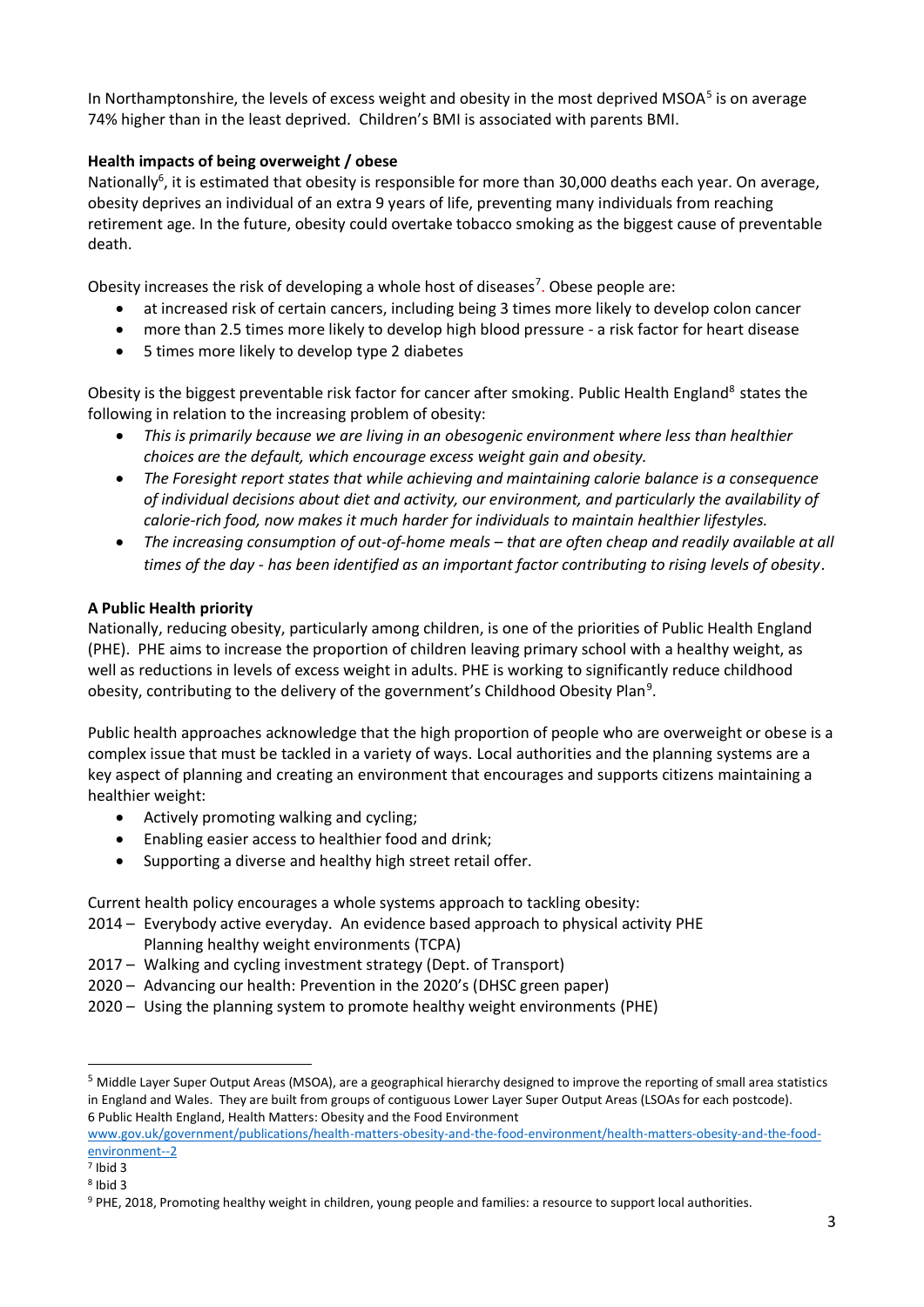In Northamptonshire, the levels of excess weight and obesity in the most deprived MSOA[5] is on average 74% higher than in the least deprived. Children's BMI is associated with parents BMI.

**Health impacts of being overweight / obese**

Nationally[6], it is estimated that obesity is responsible for more than 30,000 deaths each year. On average, obesity deprives an individual of an extra 9 years of life, preventing many individuals from reaching retirement age. In the future, obesity could overtake tobacco smoking as the biggest cause of preventable death.

Obesity increases the risk of developing a whole host of diseases[7]. Obese people are:

- at increased risk of certain cancers, including being 3 times more likely to develop colon cancer
- more than 2.5 times more likely to develop high blood pressure - a risk factor for heart disease
- 5 times more likely to develop type 2 diabetes

Obesity is the biggest preventable risk factor for cancer after smoking. Public Health England[8] states the following in relation to the increasing problem of obesity:

- *This is primarily because we are living in an obesogenic environment where less than healthier choices are the default, which encourage excess weight gain and obesity.*
- *The Foresight report states that while achieving and maintaining calorie balance is a consequence of individual decisions about diet and activity, our environment, and particularly the availability of calorie-rich food, now makes it much harder for individuals to maintain healthier lifestyles.*
- *The increasing consumption of out-of-home meals – that are often cheap and readily available at all times of the day - has been identified as an important factor contributing to rising levels of obesity*.

**A Public Health priority**

Nationally, reducing obesity, particularly among children, is one of the priorities of Public Health England (PHE). PHE aims to increase the proportion of children leaving primary school with a healthy weight, as well as reductions in levels of excess weight in adults. PHE is working to significantly reduce childhood obesity, contributing to the delivery of the government's Childhood Obesity Plan[9].

Public health approaches acknowledge that the high proportion of people who are overweight or obese is a complex issue that must be tackled in a variety of ways. Local authorities and the planning systems are a key aspect of planning and creating an environment that encourages and supports citizens maintaining a healthier weight:

- Actively promoting walking and cycling;
- Enabling easier access to healthier food and drink;
- Supporting a diverse and healthy high street retail offer.

Current health policy encourages a whole systems approach to tackling obesity:

2014 – Everybody active everyday. An evidence based approach to physical activity PHE
Planning healthy weight environments (TCPA)
2017 – Walking and cycling investment strategy (Dept. of Transport)
2020 – Advancing our health: Prevention in the 2020's (DHSC green paper)
2020 – Using the planning system to promote healthy weight environments (PHE)

---

[5] Middle Layer Super Output Areas (MSOA), are a geographical hierarchy designed to improve the reporting of small area statistics in England and Wales. They are built from groups of contiguous Lower Layer Super Output Areas (LSOAs for each postcode).

6 Public Health England, Health Matters: Obesity and the Food Environment www.gov.uk/government/publications/health-matters-obesity-and-the-food-environment/health-matters-obesity-and-the-food-environment--2

[7] Ibid 3

[8] Ibid 3

[9] PHE, 2018, Promoting healthy weight in children, young people and families: a resource to support local authorities.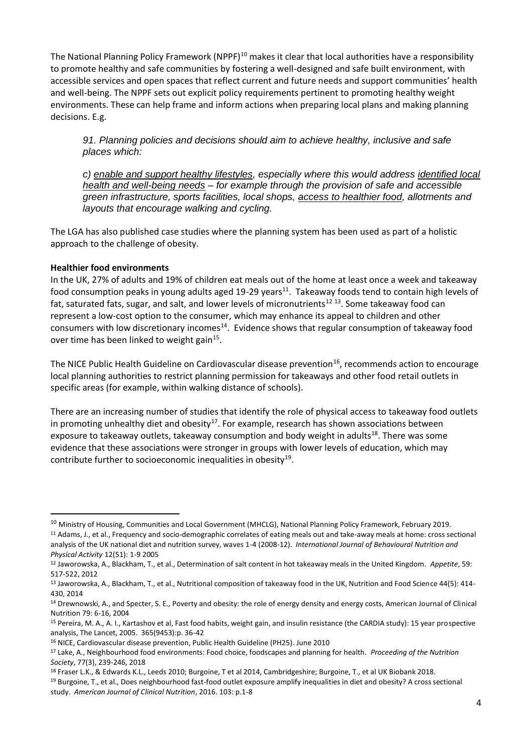The National Planning Policy Framework (NPPF)[10] makes it clear that local authorities have a responsibility to promote healthy and safe communities by fostering a well-designed and safe built environment, with accessible services and open spaces that reflect current and future needs and support communities' health and well-being. The NPPF sets out explicit policy requirements pertinent to promoting healthy weight environments. These can help frame and inform actions when preparing local plans and making planning decisions. E.g.

> *91. Planning policies and decisions should aim to achieve healthy, inclusive and safe places which:*
>
> *c) enable and support healthy lifestyles, especially where this would address identified local health and well-being needs – for example through the provision of safe and accessible green infrastructure, sports facilities, local shops, access to healthier food, allotments and layouts that encourage walking and cycling.*

The LGA has also published case studies where the planning system has been used as part of a holistic approach to the challenge of obesity.

**Healthier food environments**

In the UK, 27% of adults and 19% of children eat meals out of the home at least once a week and takeaway food consumption peaks in young adults aged 19-29 years[11]. Takeaway foods tend to contain high levels of fat, saturated fats, sugar, and salt, and lower levels of micronutrients[12, 13]. Some takeaway food can represent a low-cost option to the consumer, which may enhance its appeal to children and other consumers with low discretionary incomes[14]. Evidence shows that regular consumption of takeaway food over time has been linked to weight gain[15].

The NICE Public Health Guideline on Cardiovascular disease prevention[16], recommends action to encourage local planning authorities to restrict planning permission for takeaways and other food retail outlets in specific areas (for example, within walking distance of schools).

There are an increasing number of studies that identify the role of physical access to takeaway food outlets in promoting unhealthy diet and obesity[17]. For example, research has shown associations between exposure to takeaway outlets, takeaway consumption and body weight in adults[18]. There was some evidence that these associations were stronger in groups with lower levels of education, which may contribute further to socioeconomic inequalities in obesity[19].

---

[10] Ministry of Housing, Communities and Local Government (MHCLG), National Planning Policy Framework, February 2019.

[11] Adams, J., et al., Frequency and socio-demographic correlates of eating meals out and take-away meals at home: cross sectional analysis of the UK national diet and nutrition survey, waves 1-4 (2008-12). *International Journal of Behavioural Nutrition and Physical Activity* 12(51): 1-9 2005

[12] Jaworowska, A., Blackham, T., et al., Determination of salt content in hot takeaway meals in the United Kingdom. *Appetite*, 59: 517-522, 2012

[13] Jaworowska, A., Blackham, T., et al., Nutritional composition of takeaway food in the UK, Nutrition and Food Science 44(5): 414-430, 2014

[14] Drewnowski, A., and Specter, S. E., Poverty and obesity: the role of energy density and energy costs, American Journal of Clinical Nutrition 79: 6-16, 2004

[15] Pereira, M. A., A. I., Kartashov et al, Fast food habits, weight gain, and insulin resistance (the CARDIA study): 15 year prospective analysis, The Lancet, 2005. 365(9453):p. 36-42

[16] NICE, Cardiovascular disease prevention, Public Health Guideline (PH25). June 2010

[17] Lake, A., Neighbourhood food environments: Food choice, foodscapes and planning for health. *Proceeding of the Nutrition Society*, 77(3), 239-246, 2018

[18] Fraser L.K., & Edwards K.L., Leeds 2010; Burgoine, T et al 2014, Cambridgeshire; Burgoine, T., et al UK Biobank 2018.

[19] Burgoine, T., et al., Does neighbourhood fast-food outlet exposure amplify inequalities in diet and obesity? A cross sectional study. *American Journal of Clinical Nutrition*, 2016. 103: p.1-8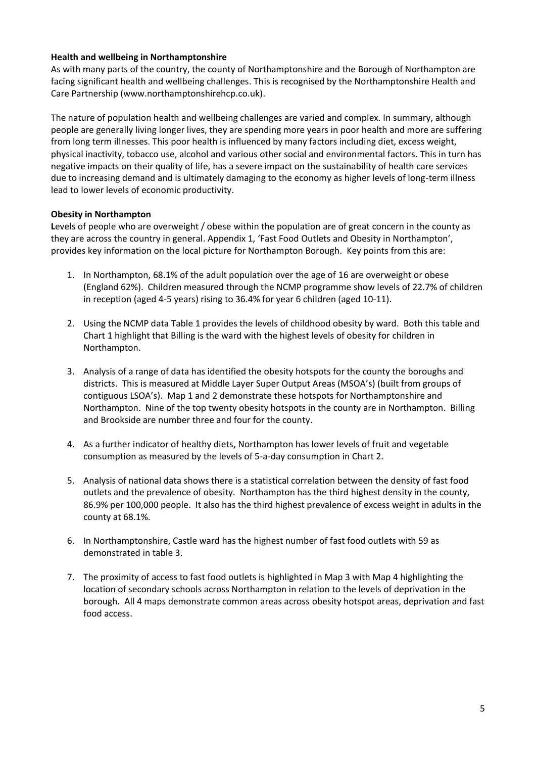**Health and wellbeing in Northamptonshire**

As with many parts of the country, the county of Northamptonshire and the Borough of Northampton are facing significant health and wellbeing challenges. This is recognised by the Northamptonshire Health and Care Partnership (www.northamptonshirehcp.co.uk).

The nature of population health and wellbeing challenges are varied and complex. In summary, although people are generally living longer lives, they are spending more years in poor health and more are suffering from long term illnesses. This poor health is influenced by many factors including diet, excess weight, physical inactivity, tobacco use, alcohol and various other social and environmental factors. This in turn has negative impacts on their quality of life, has a severe impact on the sustainability of health care services due to increasing demand and is ultimately damaging to the economy as higher levels of long-term illness lead to lower levels of economic productivity.

**Obesity in Northampton**

**L**evels of people who are overweight / obese within the population are of great concern in the county as they are across the country in general. Appendix 1, 'Fast Food Outlets and Obesity in Northampton', provides key information on the local picture for Northampton Borough. Key points from this are:

1. In Northampton, 68.1% of the adult population over the age of 16 are overweight or obese (England 62%). Children measured through the NCMP programme show levels of 22.7% of children in reception (aged 4-5 years) rising to 36.4% for year 6 children (aged 10-11).

2. Using the NCMP data Table 1 provides the levels of childhood obesity by ward. Both this table and Chart 1 highlight that Billing is the ward with the highest levels of obesity for children in Northampton.

3. Analysis of a range of data has identified the obesity hotspots for the county the boroughs and districts. This is measured at Middle Layer Super Output Areas (MSOA's) (built from groups of contiguous LSOA's). Map 1 and 2 demonstrate these hotspots for Northamptonshire and Northampton. Nine of the top twenty obesity hotspots in the county are in Northampton. Billing and Brookside are number three and four for the county.

4. As a further indicator of healthy diets, Northampton has lower levels of fruit and vegetable consumption as measured by the levels of 5-a-day consumption in Chart 2.

5. Analysis of national data shows there is a statistical correlation between the density of fast food outlets and the prevalence of obesity. Northampton has the third highest density in the county, 86.9% per 100,000 people. It also has the third highest prevalence of excess weight in adults in the county at 68.1%.

6. In Northamptonshire, Castle ward has the highest number of fast food outlets with 59 as demonstrated in table 3.

7. The proximity of access to fast food outlets is highlighted in Map 3 with Map 4 highlighting the location of secondary schools across Northampton in relation to the levels of deprivation in the borough. All 4 maps demonstrate common areas across obesity hotspot areas, deprivation and fast food access.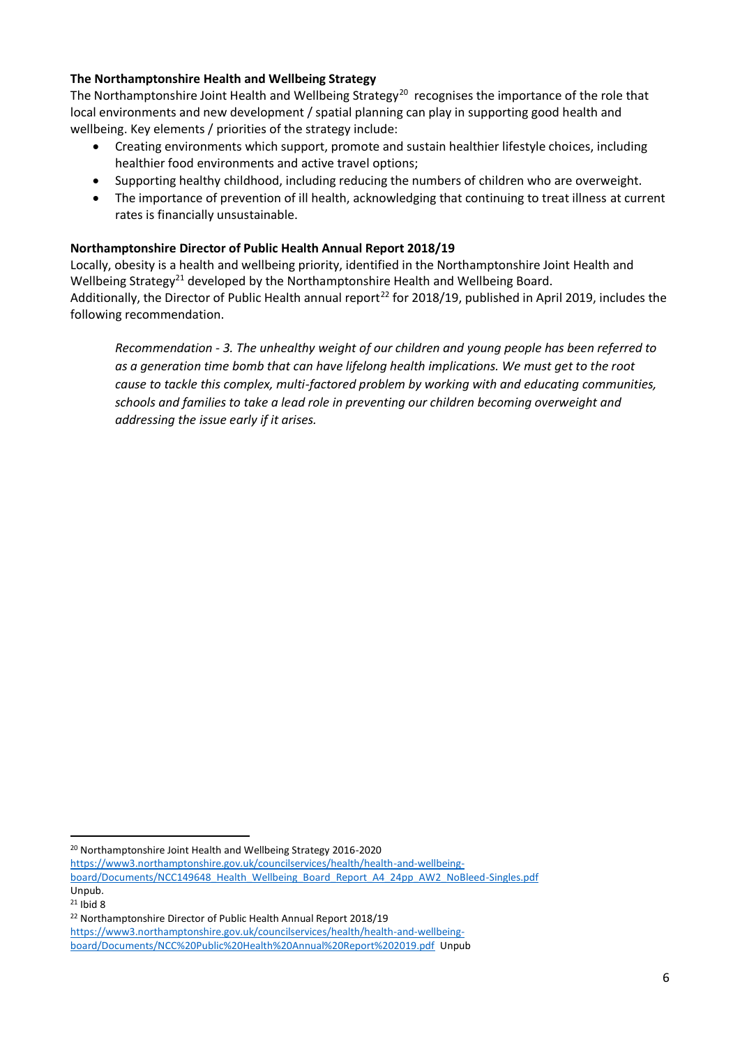**The Northamptonshire Health and Wellbeing Strategy**

The Northamptonshire Joint Health and Wellbeing Strategy[20] recognises the importance of the role that local environments and new development / spatial planning can play in supporting good health and wellbeing. Key elements / priorities of the strategy include:

- Creating environments which support, promote and sustain healthier lifestyle choices, including healthier food environments and active travel options;
- Supporting healthy childhood, including reducing the numbers of children who are overweight.
- The importance of prevention of ill health, acknowledging that continuing to treat illness at current rates is financially unsustainable.

**Northamptonshire Director of Public Health Annual Report 2018/19**

Locally, obesity is a health and wellbeing priority, identified in the Northamptonshire Joint Health and Wellbeing Strategy[21] developed by the Northamptonshire Health and Wellbeing Board.
Additionally, the Director of Public Health annual report[22] for 2018/19, published in April 2019, includes the following recommendation.

> *Recommendation - 3. The unhealthy weight of our children and young people has been referred to as a generation time bomb that can have lifelong health implications. We must get to the root cause to tackle this complex, multi-factored problem by working with and educating communities, schools and families to take a lead role in preventing our children becoming overweight and addressing the issue early if it arises.*

---

[20] Northamptonshire Joint Health and Wellbeing Strategy 2016-2020
https://www3.northamptonshire.gov.uk/councilservices/health/health-and-wellbeing-board/Documents/NCC149648_Health_Wellbeing_Board_Report_A4_24pp_AW2_NoBleed-Singles.pdf
Unpub.

[21] Ibid 8

[22] Northamptonshire Director of Public Health Annual Report 2018/19
https://www3.northamptonshire.gov.uk/councilservices/health/health-and-wellbeing-board/Documents/NCC%20Public%20Health%20Annual%20Report%202019.pdf Unpub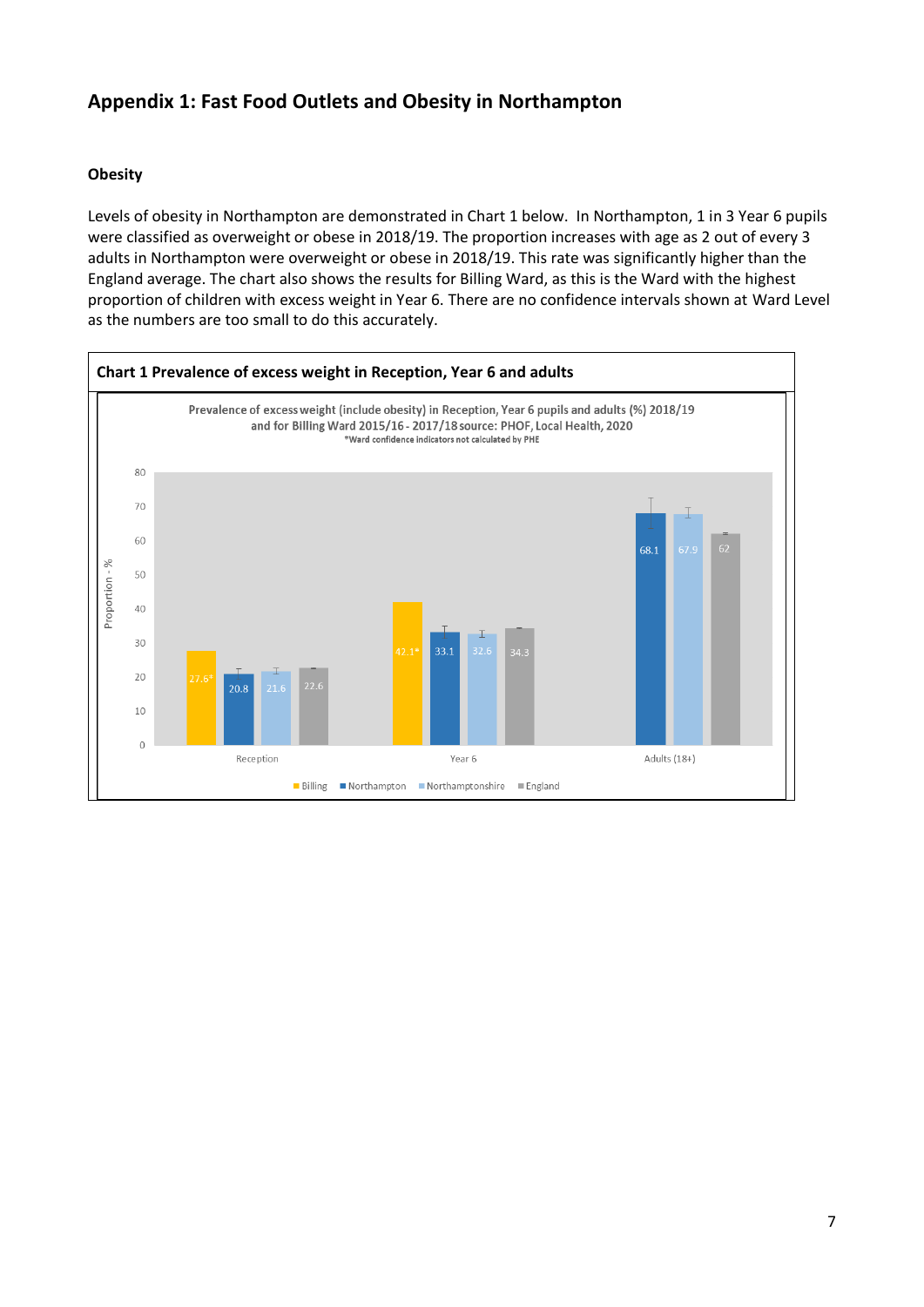## Appendix 1: Fast Food Outlets and Obesity in Northampton

### Obesity

Levels of obesity in Northampton are demonstrated in Chart 1 below. In Northampton, 1 in 3 Year 6 pupils were classified as overweight or obese in 2018/19. The proportion increases with age as 2 out of every 3 adults in Northampton were overweight or obese in 2018/19. This rate was significantly higher than the England average. The chart also shows the results for Billing Ward, as this is the Ward with the highest proportion of children with excess weight in Year 6. There are no confidence intervals shown at Ward Level as the numbers are too small to do this accurately.

**Chart 1 Prevalence of excess weight in Reception, Year 6 and adults**

Prevalence of excess weight (include obesity) in Reception, Year 6 pupils and adults (%) 2018/19 and for Billing Ward 2015/16 - 2017/18 source: PHOF, Local Health, 2020
*Ward confidence indicators not calculated by PHE

| | Billing | Northampton | Northamptonshire | England |
|---|---|---|---|---|
| Reception | 27.6* | 20.8 | 21.6 | 22.6 |
| Year 6 | 42.1* | 33.1 | 32.6 | 34.3 |
| Adults (18+) | | 68.1 | 67.9 | 62 |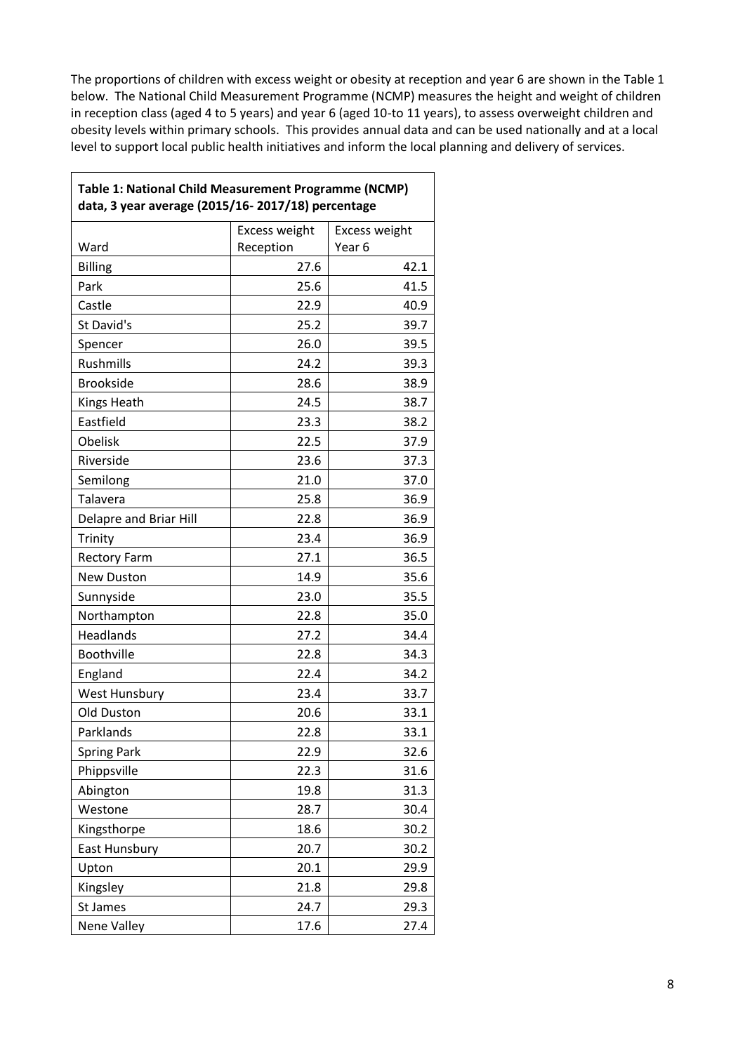The proportions of children with excess weight or obesity at reception and year 6 are shown in the Table 1 below. The National Child Measurement Programme (NCMP) measures the height and weight of children in reception class (aged 4 to 5 years) and year 6 (aged 10-to 11 years), to assess overweight children and obesity levels within primary schools. This provides annual data and can be used nationally and at a local level to support local public health initiatives and inform the local planning and delivery of services.

**Table 1: National Child Measurement Programme (NCMP) data, 3 year average (2015/16- 2017/18) percentage**

| Ward | Excess weight Reception | Excess weight Year 6 |
|---|---|---|
| Billing | 27.6 | 42.1 |
| Park | 25.6 | 41.5 |
| Castle | 22.9 | 40.9 |
| St David's | 25.2 | 39.7 |
| Spencer | 26.0 | 39.5 |
| Rushmills | 24.2 | 39.3 |
| Brookside | 28.6 | 38.9 |
| Kings Heath | 24.5 | 38.7 |
| Eastfield | 23.3 | 38.2 |
| Obelisk | 22.5 | 37.9 |
| Riverside | 23.6 | 37.3 |
| Semilong | 21.0 | 37.0 |
| Talavera | 25.8 | 36.9 |
| Delapre and Briar Hill | 22.8 | 36.9 |
| Trinity | 23.4 | 36.9 |
| Rectory Farm | 27.1 | 36.5 |
| New Duston | 14.9 | 35.6 |
| Sunnyside | 23.0 | 35.5 |
| Northampton | 22.8 | 35.0 |
| Headlands | 27.2 | 34.4 |
| Boothville | 22.8 | 34.3 |
| England | 22.4 | 34.2 |
| West Hunsbury | 23.4 | 33.7 |
| Old Duston | 20.6 | 33.1 |
| Parklands | 22.8 | 33.1 |
| Spring Park | 22.9 | 32.6 |
| Phippsville | 22.3 | 31.6 |
| Abington | 19.8 | 31.3 |
| Westone | 28.7 | 30.4 |
| Kingsthorpe | 18.6 | 30.2 |
| East Hunsbury | 20.7 | 30.2 |
| Upton | 20.1 | 29.9 |
| Kingsley | 21.8 | 29.8 |
| St James | 24.7 | 29.3 |
| Nene Valley | 17.6 | 27.4 |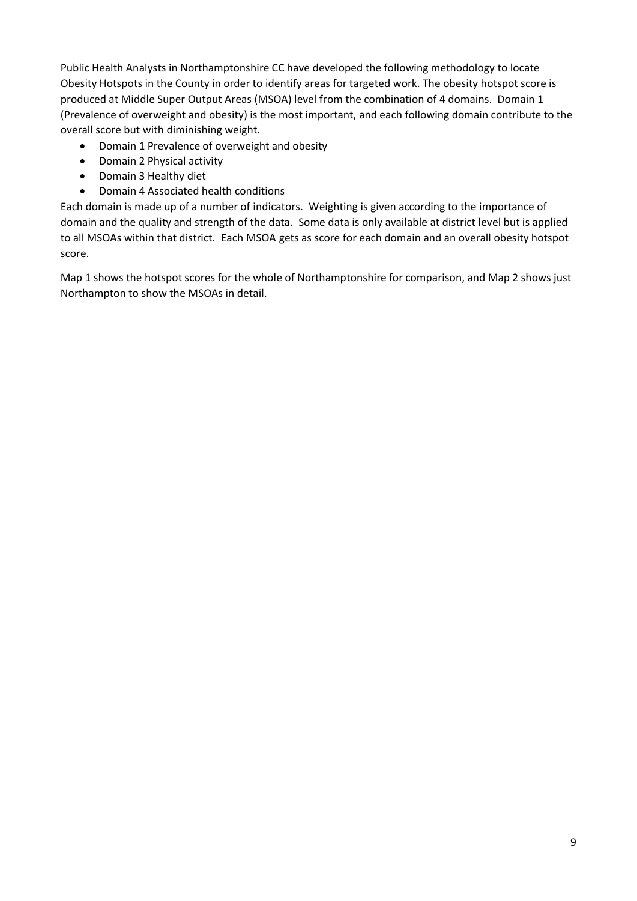Public Health Analysts in Northamptonshire CC have developed the following methodology to locate Obesity Hotspots in the County in order to identify areas for targeted work. The obesity hotspot score is produced at Middle Super Output Areas (MSOA) level from the combination of 4 domains. Domain 1 (Prevalence of overweight and obesity) is the most important, and each following domain contribute to the overall score but with diminishing weight.

- Domain 1 Prevalence of overweight and obesity
- Domain 2 Physical activity
- Domain 3 Healthy diet
- Domain 4 Associated health conditions

Each domain is made up of a number of indicators. Weighting is given according to the importance of domain and the quality and strength of the data. Some data is only available at district level but is applied to all MSOAs within that district. Each MSOA gets as score for each domain and an overall obesity hotspot score.

Map 1 shows the hotspot scores for the whole of Northamptonshire for comparison, and Map 2 shows just Northampton to show the MSOAs in detail.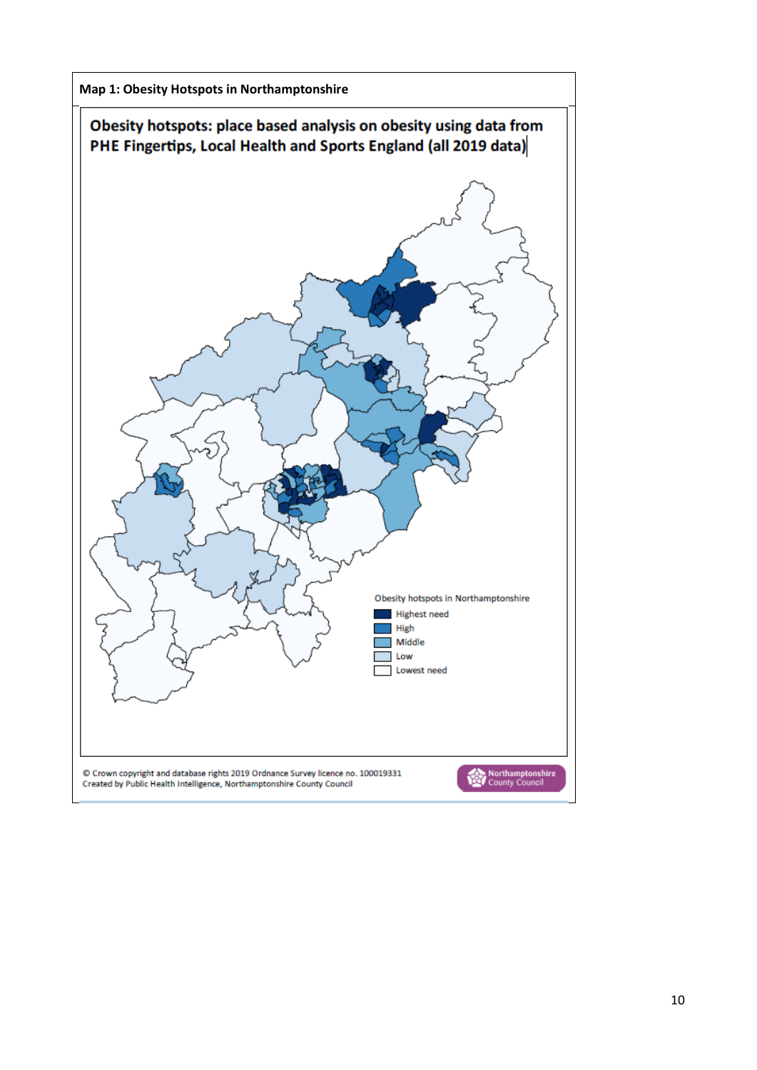**Map 1: Obesity Hotspots in Northamptonshire**

**Obesity hotspots: place based analysis on obesity using data from PHE Fingertips, Local Health and Sports England (all 2019 data)**

Obesity hotspots in Northamptonshire

- Highest need
- High
- Middle
- Low
- Lowest need

© Crown copyright and database rights 2019 Ordnance Survey licence no. 100019331
Created by Public Health Intelligence, Northamptonshire County Council

Northamptonshire County Council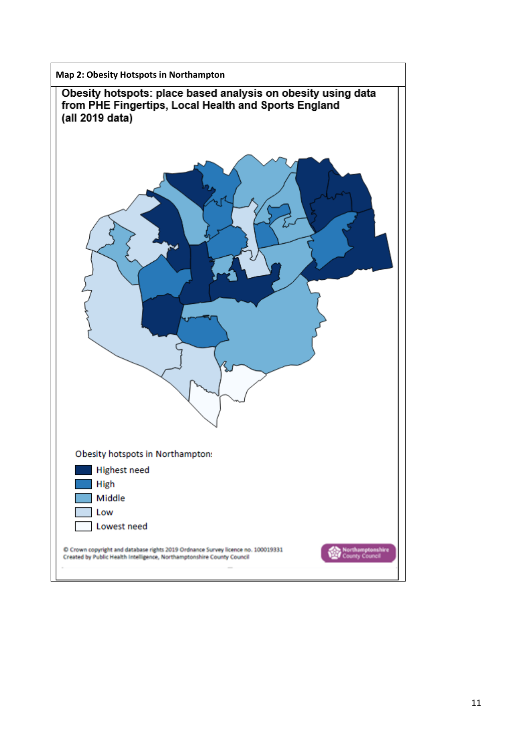**Map 2: Obesity Hotspots in Northampton**

**Obesity hotspots: place based analysis on obesity using data from PHE Fingertips, Local Health and Sports England (all 2019 data)**

Obesity hotspots in Northampton:

- Highest need
- High
- Middle
- Low
- Lowest need

© Crown copyright and database rights 2019 Ordnance Survey licence no. 100019331
Created by Public Health Intelligence, Northamptonshire County Council

Northamptonshire County Council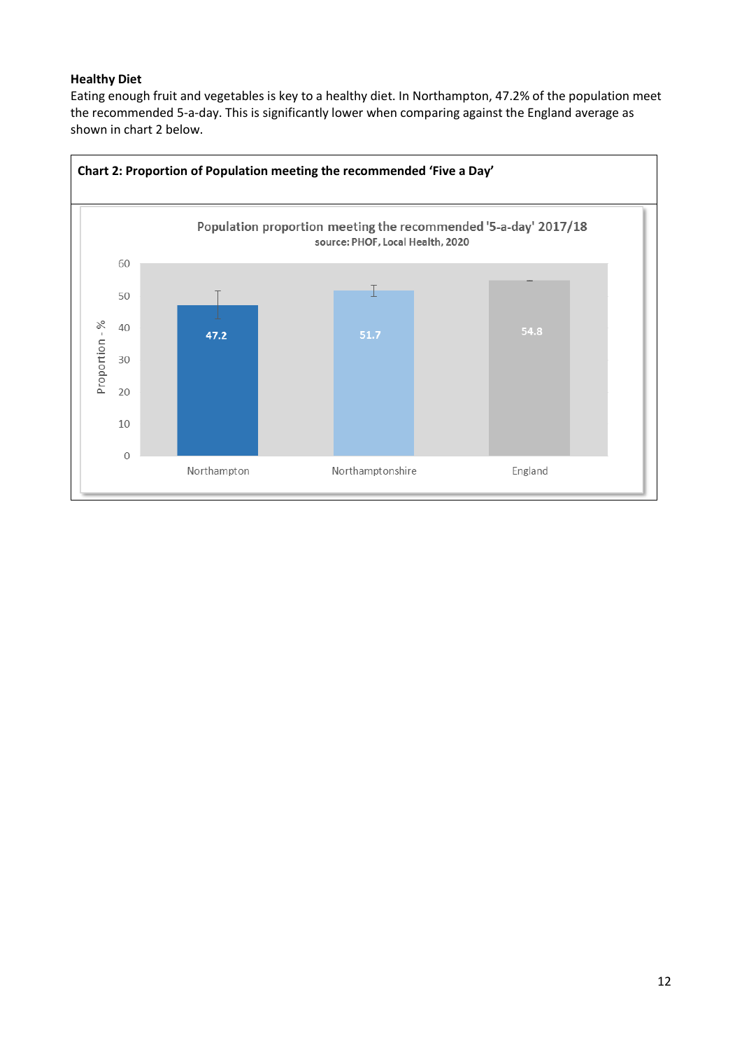**Healthy Diet**

Eating enough fruit and vegetables is key to a healthy diet. In Northampton, 47.2% of the population meet the recommended 5-a-day. This is significantly lower when comparing against the England average as shown in chart 2 below.

**Chart 2: Proportion of Population meeting the recommended 'Five a Day'**

Population proportion meeting the recommended '5-a-day' 2017/18
source: PHOF, Local Health, 2020

| Area | Proportion - % |
|---|---|
| Northampton | 47.2 |
| Northamptonshire | 51.7 |
| England | 54.8 |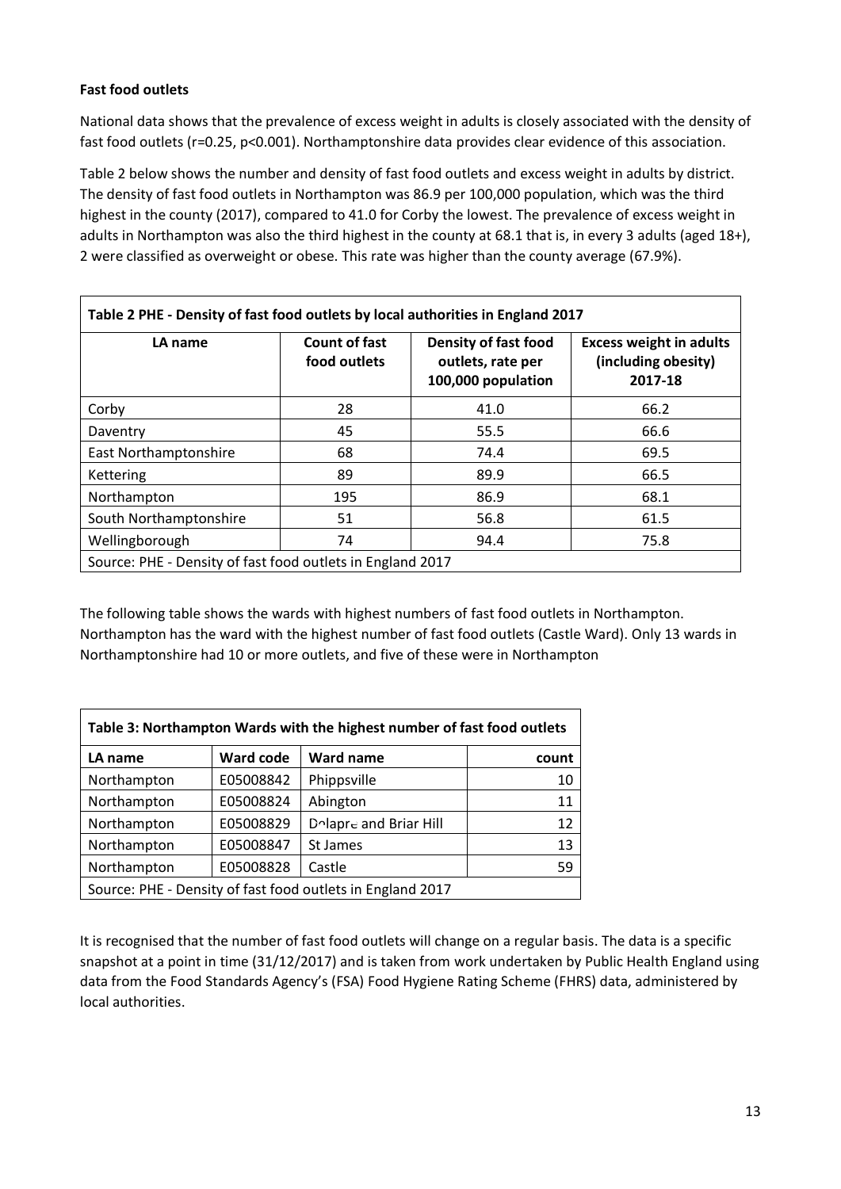**Fast food outlets**

National data shows that the prevalence of excess weight in adults is closely associated with the density of fast food outlets ($r=0.25$, $p<0.001$). Northamptonshire data provides clear evidence of this association.

Table 2 below shows the number and density of fast food outlets and excess weight in adults by district. The density of fast food outlets in Northampton was 86.9 per 100,000 population, which was the third highest in the county (2017), compared to 41.0 for Corby the lowest. The prevalence of excess weight in adults in Northampton was also the third highest in the county at 68.1 that is, in every 3 adults (aged 18+), 2 were classified as overweight or obese. This rate was higher than the county average (67.9%).

**Table 2 PHE - Density of fast food outlets by local authorities in England 2017**

| LA name | Count of fast food outlets | Density of fast food outlets, rate per 100,000 population | Excess weight in adults (including obesity) 2017-18 |
|---|---|---|---|
| Corby | 28 | 41.0 | 66.2 |
| Daventry | 45 | 55.5 | 66.6 |
| East Northamptonshire | 68 | 74.4 | 69.5 |
| Kettering | 89 | 89.9 | 66.5 |
| Northampton | 195 | 86.9 | 68.1 |
| South Northamptonshire | 51 | 56.8 | 61.5 |
| Wellingborough | 74 | 94.4 | 75.8 |

Source: PHE - Density of fast food outlets in England 2017

The following table shows the wards with highest numbers of fast food outlets in Northampton. Northampton has the ward with the highest number of fast food outlets (Castle Ward). Only 13 wards in Northamptonshire had 10 or more outlets, and five of these were in Northampton

**Table 3: Northampton Wards with the highest number of fast food outlets**

| LA name | Ward code | Ward name | count |
|---|---|---|---|
| Northampton | E05008842 | Phippsville | 10 |
| Northampton | E05008824 | Abington | 11 |
| Northampton | E05008829 | Delapre and Briar Hill | 12 |
| Northampton | E05008847 | St James | 13 |
| Northampton | E05008828 | Castle | 59 |

Source: PHE - Density of fast food outlets in England 2017

It is recognised that the number of fast food outlets will change on a regular basis. The data is a specific snapshot at a point in time (31/12/2017) and is taken from work undertaken by Public Health England using data from the Food Standards Agency's (FSA) Food Hygiene Rating Scheme (FHRS) data, administered by local authorities.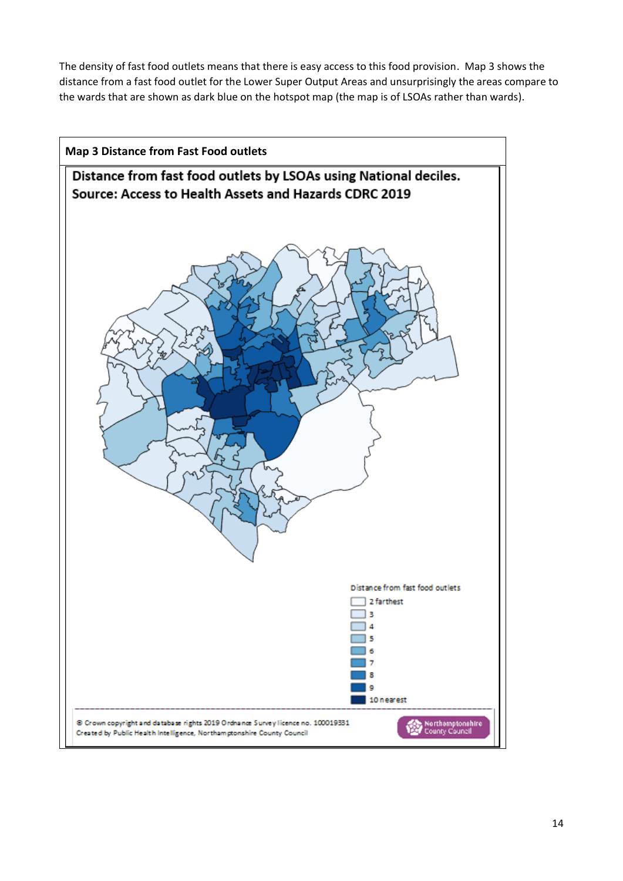The density of fast food outlets means that there is easy access to this food provision. Map 3 shows the distance from a fast food outlet for the Lower Super Output Areas and unsurprisingly the areas compare to the wards that are shown as dark blue on the hotspot map (the map is of LSOAs rather than wards).

**Map 3 Distance from Fast Food outlets**

**Distance from fast food outlets by LSOAs using National deciles. Source: Access to Health Assets and Hazards CDRC 2019**

Distance from fast food outlets

- 2 farthest
- 3
- 4
- 5
- 6
- 7
- 8
- 9
- 10 nearest

© Crown copyright and database rights 2019 Ordnance Survey licence no. 100019331
Created by Public Health Intelligence, Northamptonshire County Council

Northamptonshire County Council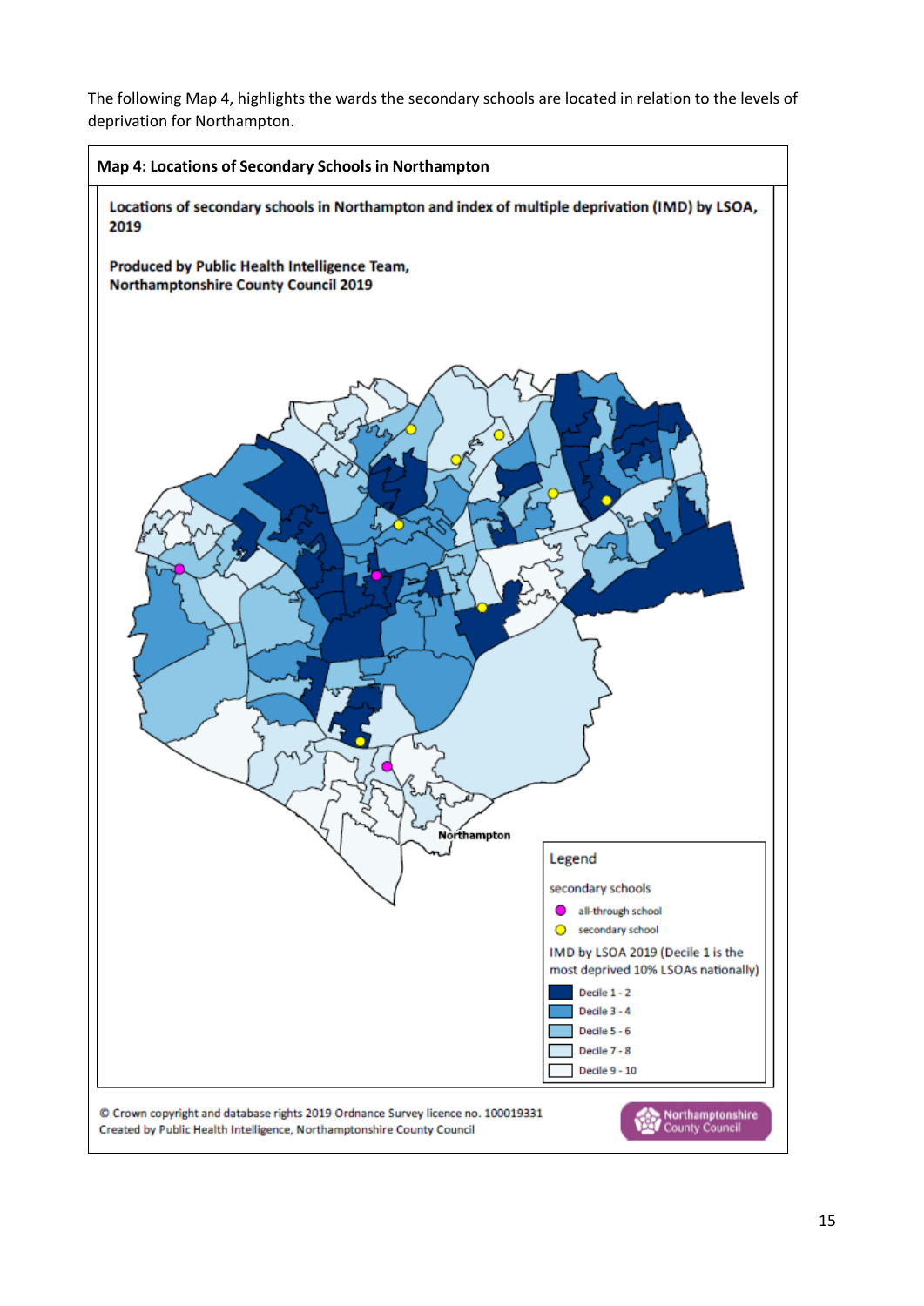The following Map 4, highlights the wards the secondary schools are located in relation to the levels of deprivation for Northampton.

**Map 4: Locations of Secondary Schools in Northampton**

**Locations of secondary schools in Northampton and index of multiple deprivation (IMD) by LSOA, 2019**

**Produced by Public Health Intelligence Team, Northamptonshire County Council 2019**

Northampton

Legend

secondary schools

all-through school

secondary school

IMD by LSOA 2019 (Decile 1 is the most deprived 10% LSOAs nationally)

Decile 1 - 2

Decile 3 - 4

Decile 5 - 6

Decile 7 - 8

Decile 9 - 10

© Crown copyright and database rights 2019 Ordnance Survey licence no. 100019331
Created by Public Health Intelligence, Northamptonshire County Council

Northamptonshire County Council